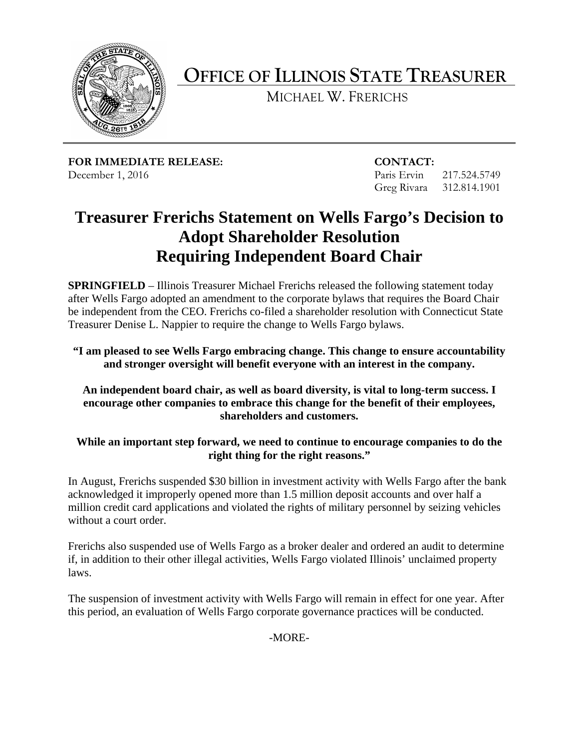# OFFICE OF ILLINOIS STATE TREASURER

MICHAEL W. FRERICHS

**FOR IMMEDIATE RELEASE:**
December 1, 2016

**CONTACT:**
Paris Ervin 217.524.5749
Greg Rivara 312.814.1901

# Treasurer Frerichs Statement on Wells Fargo's Decision to Adopt Shareholder Resolution Requiring Independent Board Chair

**SPRINGFIELD** – Illinois Treasurer Michael Frerichs released the following statement today after Wells Fargo adopted an amendment to the corporate bylaws that requires the Board Chair be independent from the CEO. Frerichs co-filed a shareholder resolution with Connecticut State Treasurer Denise L. Nappier to require the change to Wells Fargo bylaws.

**"I am pleased to see Wells Fargo embracing change. This change to ensure accountability and stronger oversight will benefit everyone with an interest in the company.**

**An independent board chair, as well as board diversity, is vital to long-term success. I encourage other companies to embrace this change for the benefit of their employees, shareholders and customers.**

**While an important step forward, we need to continue to encourage companies to do the right thing for the right reasons."**

In August, Frerichs suspended $30 billion in investment activity with Wells Fargo after the bank acknowledged it improperly opened more than 1.5 million deposit accounts and over half a million credit card applications and violated the rights of military personnel by seizing vehicles without a court order.

Frerichs also suspended use of Wells Fargo as a broker dealer and ordered an audit to determine if, in addition to their other illegal activities, Wells Fargo violated Illinois' unclaimed property laws.

The suspension of investment activity with Wells Fargo will remain in effect for one year. After this period, an evaluation of Wells Fargo corporate governance practices will be conducted.

-MORE-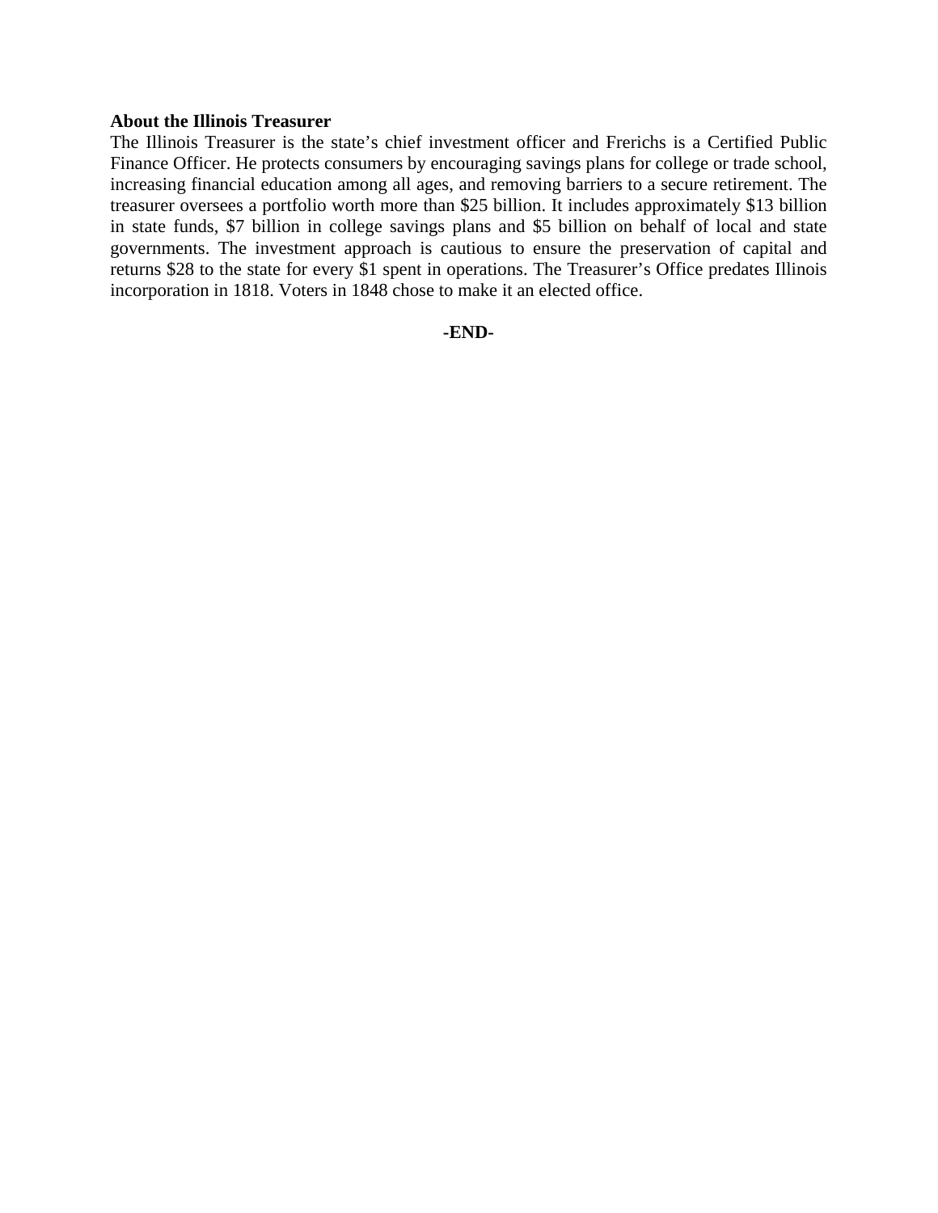**About the Illinois Treasurer**

The Illinois Treasurer is the state's chief investment officer and Frerichs is a Certified Public Finance Officer. He protects consumers by encouraging savings plans for college or trade school, increasing financial education among all ages, and removing barriers to a secure retirement. The treasurer oversees a portfolio worth more than $25 billion. It includes approximately $13 billion in state funds, $7 billion in college savings plans and $5 billion on behalf of local and state governments. The investment approach is cautious to ensure the preservation of capital and returns $28 to the state for every $1 spent in operations. The Treasurer's Office predates Illinois incorporation in 1818. Voters in 1848 chose to make it an elected office.

**-END-**